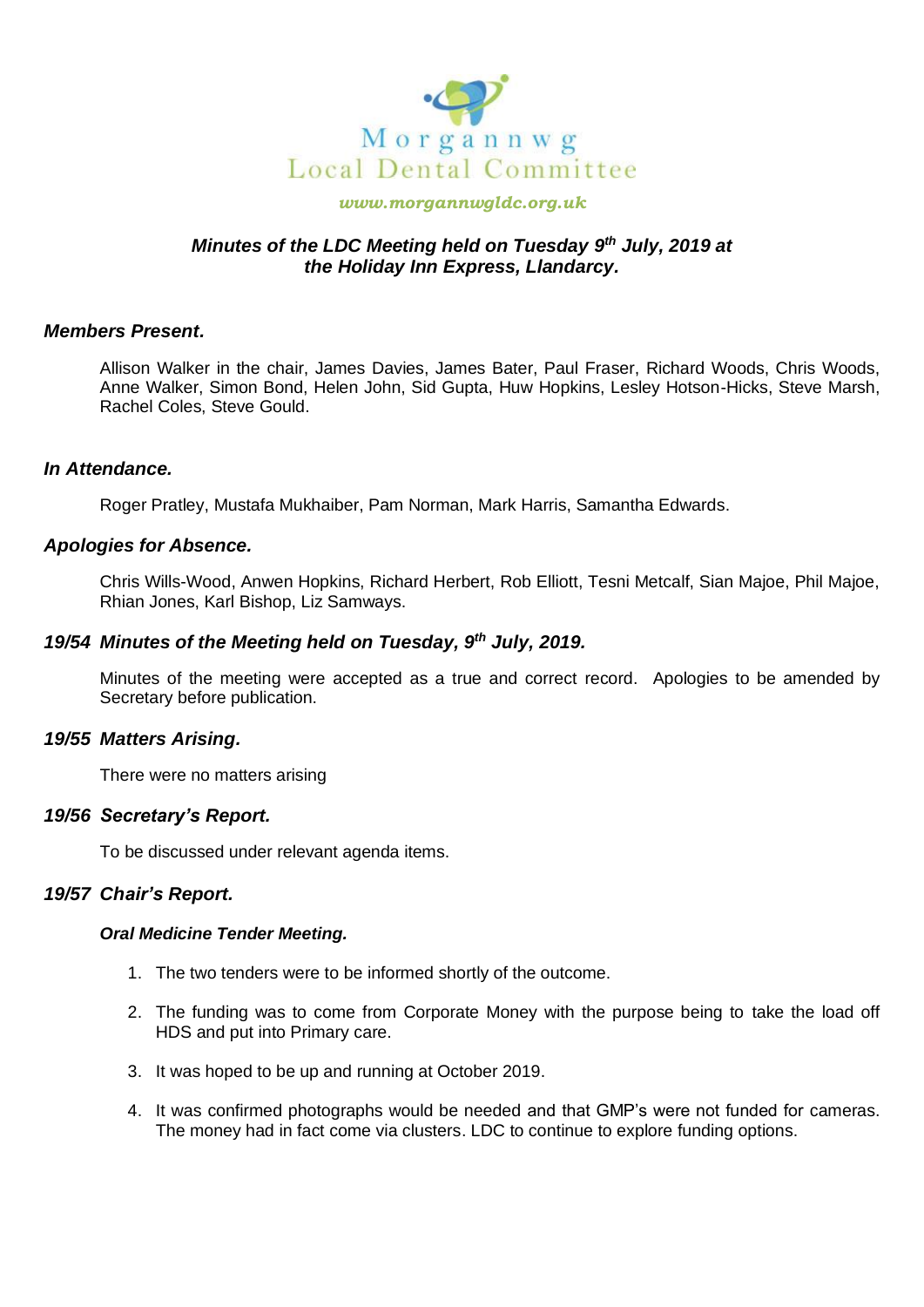Morgannwg
Local Dental Committee

*www.morgannwgldc.org.uk*

## *Minutes of the LDC Meeting held on Tuesday 9th July, 2019 at the Holiday Inn Express, Llandarcy.*

### *Members Present.*

Allison Walker in the chair, James Davies, James Bater, Paul Fraser, Richard Woods, Chris Woods, Anne Walker, Simon Bond, Helen John, Sid Gupta, Huw Hopkins, Lesley Hotson-Hicks, Steve Marsh, Rachel Coles, Steve Gould.

### *In Attendance.*

Roger Pratley, Mustafa Mukhaiber, Pam Norman, Mark Harris, Samantha Edwards.

### *Apologies for Absence.*

Chris Wills-Wood, Anwen Hopkins, Richard Herbert, Rob Elliott, Tesni Metcalf, Sian Majoe, Phil Majoe, Rhian Jones, Karl Bishop, Liz Samways.

### *19/54 Minutes of the Meeting held on Tuesday, 9th July, 2019.*

Minutes of the meeting were accepted as a true and correct record. Apologies to be amended by Secretary before publication.

### *19/55 Matters Arising.*

There were no matters arising

### *19/56 Secretary's Report.*

To be discussed under relevant agenda items.

### *19/57 Chair's Report.*

***Oral Medicine Tender Meeting.***

1. The two tenders were to be informed shortly of the outcome.
2. The funding was to come from Corporate Money with the purpose being to take the load off HDS and put into Primary care.
3. It was hoped to be up and running at October 2019.
4. It was confirmed photographs would be needed and that GMP's were not funded for cameras. The money had in fact come via clusters. LDC to continue to explore funding options.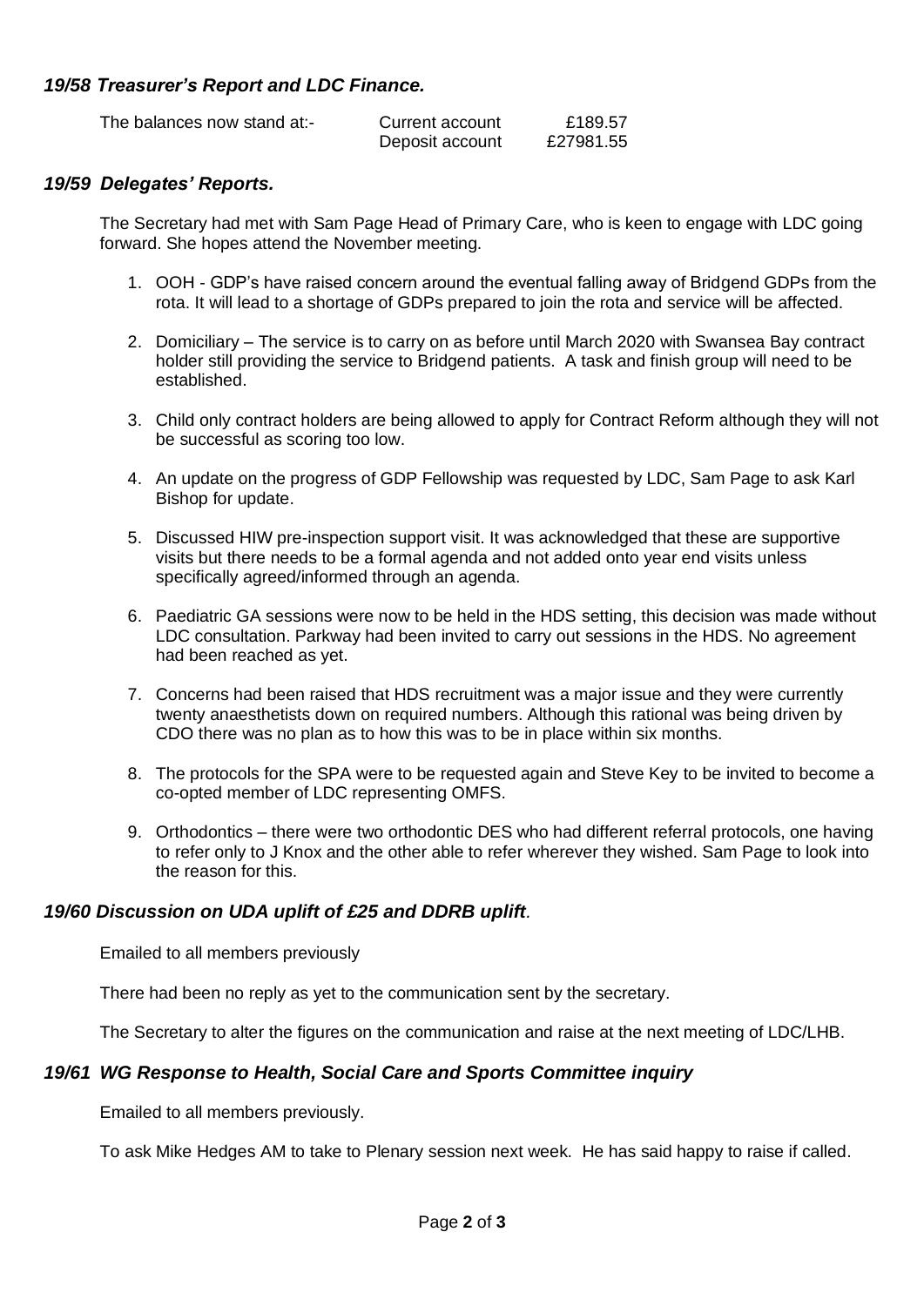### *19/58 Treasurer's Report and LDC Finance.*

| The balances now stand at:- | Current account | £189.57 |
|---|---|---|
| | Deposit account | £27981.55 |

### *19/59 Delegates' Reports.*

The Secretary had met with Sam Page Head of Primary Care, who is keen to engage with LDC going forward. She hopes attend the November meeting.

1. OOH - GDP's have raised concern around the eventual falling away of Bridgend GDPs from the rota. It will lead to a shortage of GDPs prepared to join the rota and service will be affected.
2. Domiciliary – The service is to carry on as before until March 2020 with Swansea Bay contract holder still providing the service to Bridgend patients. A task and finish group will need to be established.
3. Child only contract holders are being allowed to apply for Contract Reform although they will not be successful as scoring too low.
4. An update on the progress of GDP Fellowship was requested by LDC, Sam Page to ask Karl Bishop for update.
5. Discussed HIW pre-inspection support visit. It was acknowledged that these are supportive visits but there needs to be a formal agenda and not added onto year end visits unless specifically agreed/informed through an agenda.
6. Paediatric GA sessions were now to be held in the HDS setting, this decision was made without LDC consultation. Parkway had been invited to carry out sessions in the HDS. No agreement had been reached as yet.
7. Concerns had been raised that HDS recruitment was a major issue and they were currently twenty anaesthetists down on required numbers. Although this rational was being driven by CDO there was no plan as to how this was to be in place within six months.
8. The protocols for the SPA were to be requested again and Steve Key to be invited to become a co-opted member of LDC representing OMFS.
9. Orthodontics – there were two orthodontic DES who had different referral protocols, one having to refer only to J Knox and the other able to refer wherever they wished. Sam Page to look into the reason for this.

### *19/60 Discussion on UDA uplift of £25 and DDRB uplift.*

Emailed to all members previously

There had been no reply as yet to the communication sent by the secretary.

The Secretary to alter the figures on the communication and raise at the next meeting of LDC/LHB.

### *19/61 WG Response to Health, Social Care and Sports Committee inquiry*

Emailed to all members previously.

To ask Mike Hedges AM to take to Plenary session next week. He has said happy to raise if called.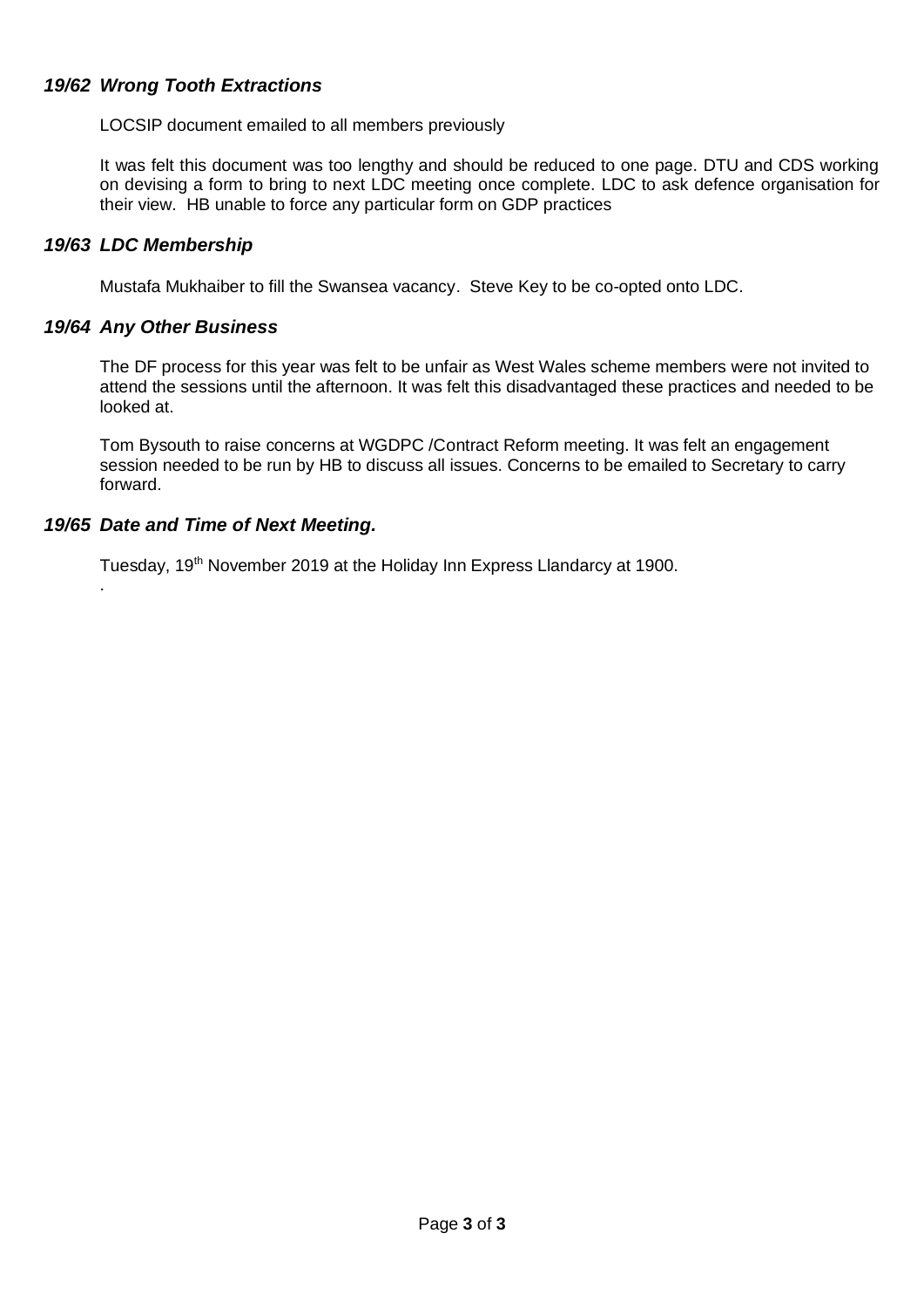### *19/62 Wrong Tooth Extractions*

LOCSIP document emailed to all members previously

It was felt this document was too lengthy and should be reduced to one page. DTU and CDS working on devising a form to bring to next LDC meeting once complete. LDC to ask defence organisation for their view. HB unable to force any particular form on GDP practices

### *19/63 LDC Membership*

Mustafa Mukhaiber to fill the Swansea vacancy. Steve Key to be co-opted onto LDC.

### *19/64 Any Other Business*

The DF process for this year was felt to be unfair as West Wales scheme members were not invited to attend the sessions until the afternoon. It was felt this disadvantaged these practices and needed to be looked at.

Tom Bysouth to raise concerns at WGDPC /Contract Reform meeting. It was felt an engagement session needed to be run by HB to discuss all issues. Concerns to be emailed to Secretary to carry forward.

### *19/65 Date and Time of Next Meeting.*

Tuesday, 19th November 2019 at the Holiday Inn Express Llandarcy at 1900.

.